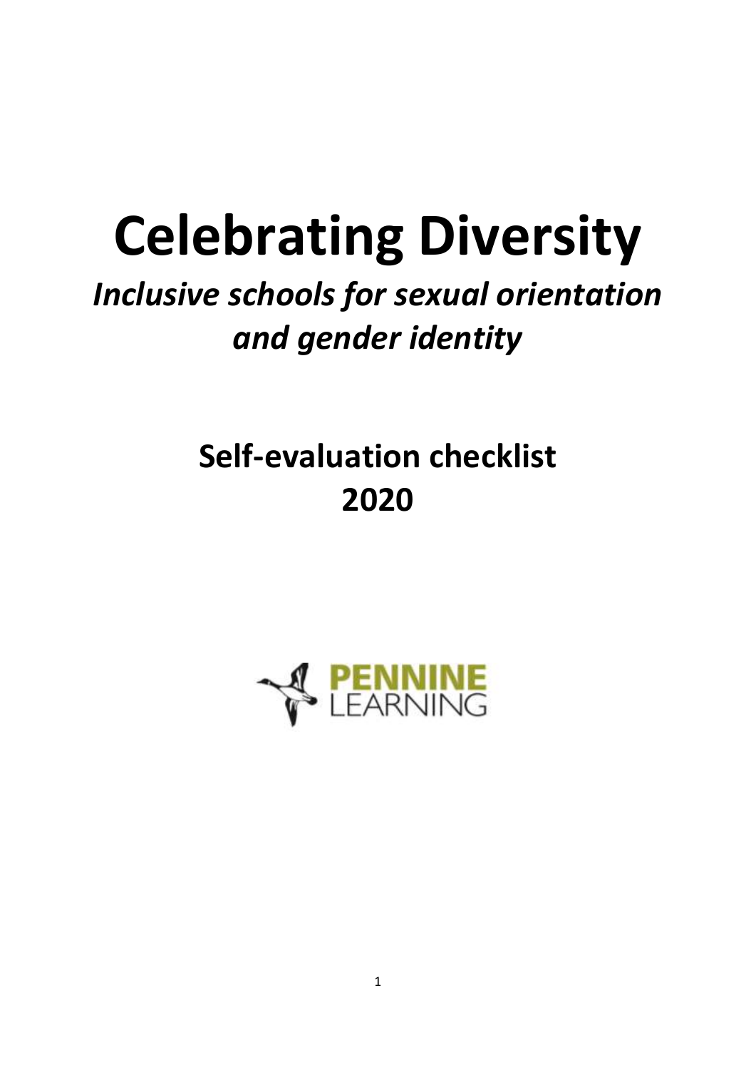# Celebrating Diversity

## *Inclusive schools for sexual orientation and gender identity*

## Self-evaluation checklist 2020

PENNINE LEARNING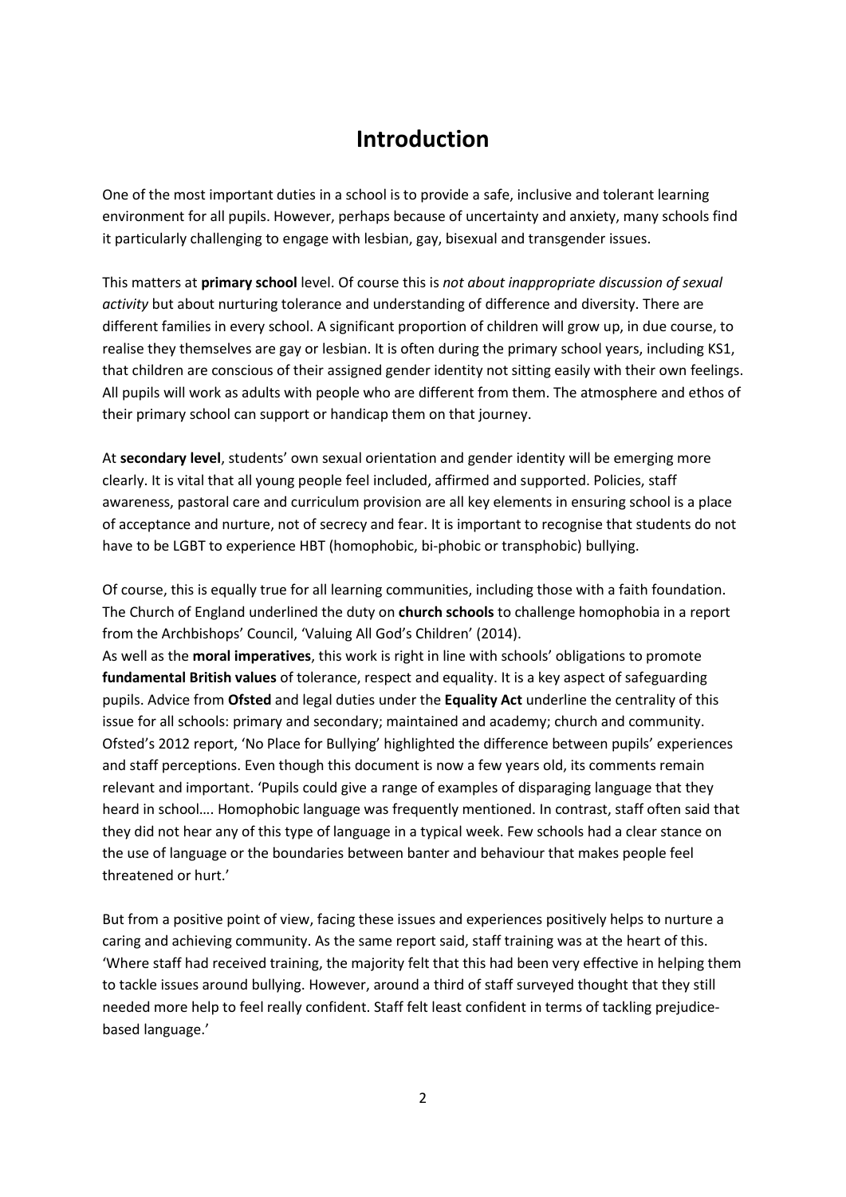# Introduction

One of the most important duties in a school is to provide a safe, inclusive and tolerant learning environment for all pupils. However, perhaps because of uncertainty and anxiety, many schools find it particularly challenging to engage with lesbian, gay, bisexual and transgender issues.

This matters at **primary school** level. Of course this is *not about inappropriate discussion of sexual activity* but about nurturing tolerance and understanding of difference and diversity. There are different families in every school. A significant proportion of children will grow up, in due course, to realise they themselves are gay or lesbian. It is often during the primary school years, including KS1, that children are conscious of their assigned gender identity not sitting easily with their own feelings. All pupils will work as adults with people who are different from them. The atmosphere and ethos of their primary school can support or handicap them on that journey.

At **secondary level**, students' own sexual orientation and gender identity will be emerging more clearly. It is vital that all young people feel included, affirmed and supported. Policies, staff awareness, pastoral care and curriculum provision are all key elements in ensuring school is a place of acceptance and nurture, not of secrecy and fear. It is important to recognise that students do not have to be LGBT to experience HBT (homophobic, bi-phobic or transphobic) bullying.

Of course, this is equally true for all learning communities, including those with a faith foundation. The Church of England underlined the duty on **church schools** to challenge homophobia in a report from the Archbishops' Council, 'Valuing All God's Children' (2014).

As well as the **moral imperatives**, this work is right in line with schools' obligations to promote **fundamental British values** of tolerance, respect and equality. It is a key aspect of safeguarding pupils. Advice from **Ofsted** and legal duties under the **Equality Act** underline the centrality of this issue for all schools: primary and secondary; maintained and academy; church and community. Ofsted's 2012 report, 'No Place for Bullying' highlighted the difference between pupils' experiences and staff perceptions. Even though this document is now a few years old, its comments remain relevant and important. 'Pupils could give a range of examples of disparaging language that they heard in school…. Homophobic language was frequently mentioned. In contrast, staff often said that they did not hear any of this type of language in a typical week. Few schools had a clear stance on the use of language or the boundaries between banter and behaviour that makes people feel threatened or hurt.'

But from a positive point of view, facing these issues and experiences positively helps to nurture a caring and achieving community. As the same report said, staff training was at the heart of this. 'Where staff had received training, the majority felt that this had been very effective in helping them to tackle issues around bullying. However, around a third of staff surveyed thought that they still needed more help to feel really confident. Staff felt least confident in terms of tackling prejudice-based language.'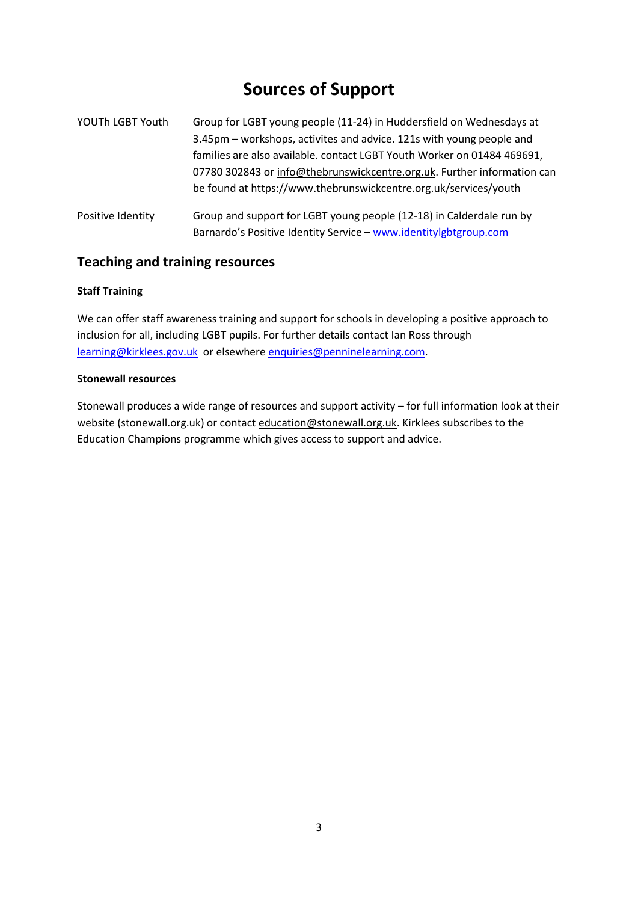# Sources of Support

| | |
|---|---|
| YOUTh LGBT Youth | Group for LGBT young people (11-24) in Huddersfield on Wednesdays at 3.45pm – workshops, activites and advice. 121s with young people and families are also available. contact LGBT Youth Worker on 01484 469691, 07780 302843 or info@thebrunswickcentre.org.uk. Further information can be found at https://www.thebrunswickcentre.org.uk/services/youth |
| Positive Identity | Group and support for LGBT young people (12-18) in Calderdale run by Barnardo's Positive Identity Service – www.identitylgbtgroup.com |

## Teaching and training resources

### Staff Training

We can offer staff awareness training and support for schools in developing a positive approach to inclusion for all, including LGBT pupils. For further details contact Ian Ross through learning@kirklees.gov.uk or elsewhere enquiries@penninelearning.com.

### Stonewall resources

Stonewall produces a wide range of resources and support activity – for full information look at their website (stonewall.org.uk) or contact education@stonewall.org.uk. Kirklees subscribes to the Education Champions programme which gives access to support and advice.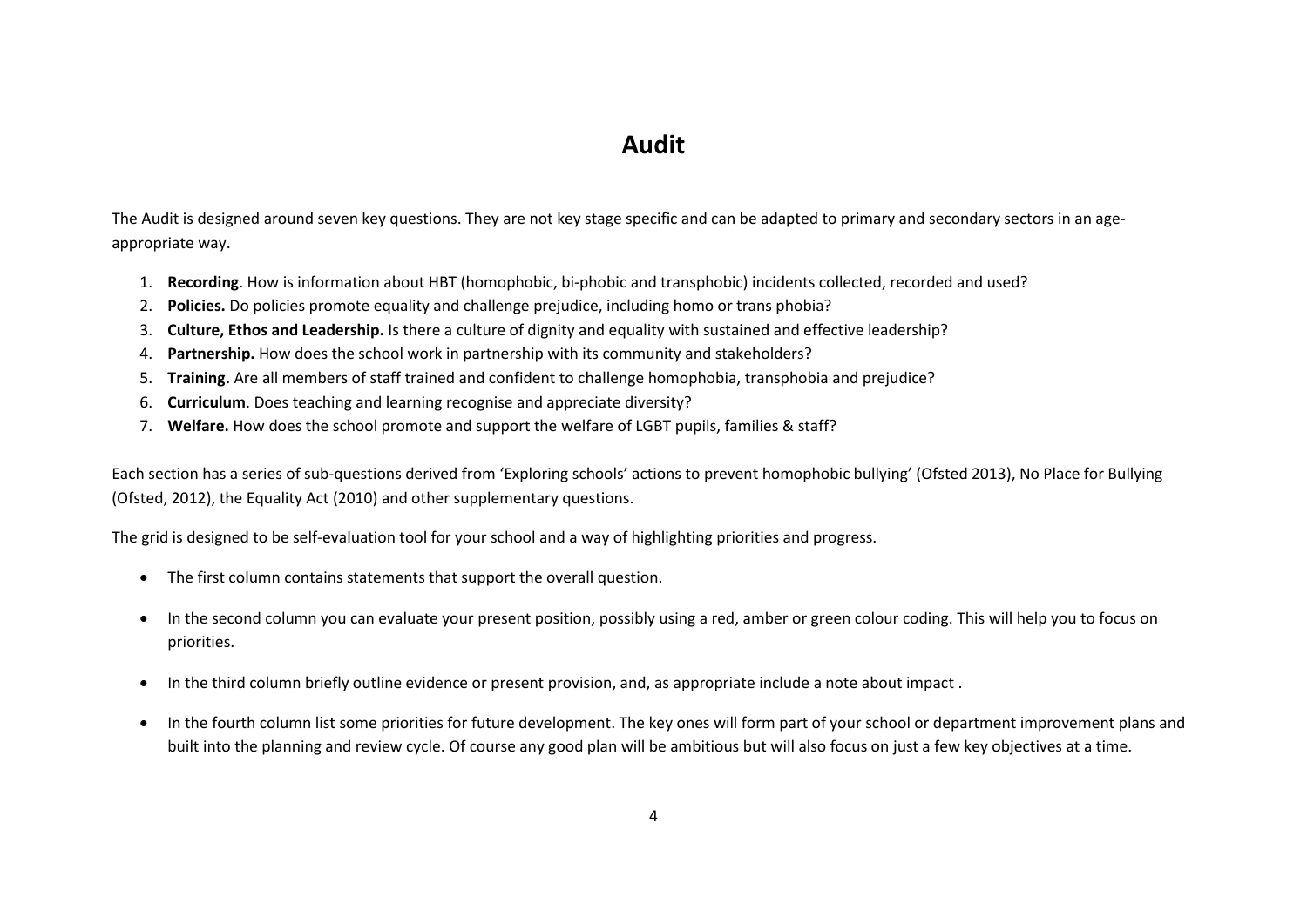# Audit

The Audit is designed around seven key questions. They are not key stage specific and can be adapted to primary and secondary sectors in an age-appropriate way.

1. **Recording**. How is information about HBT (homophobic, bi-phobic and transphobic) incidents collected, recorded and used?
2. **Policies.** Do policies promote equality and challenge prejudice, including homo or trans phobia?
3. **Culture, Ethos and Leadership.** Is there a culture of dignity and equality with sustained and effective leadership?
4. **Partnership.** How does the school work in partnership with its community and stakeholders?
5. **Training.** Are all members of staff trained and confident to challenge homophobia, transphobia and prejudice?
6. **Curriculum**. Does teaching and learning recognise and appreciate diversity?
7. **Welfare.** How does the school promote and support the welfare of LGBT pupils, families & staff?

Each section has a series of sub-questions derived from 'Exploring schools' actions to prevent homophobic bullying' (Ofsted 2013), No Place for Bullying (Ofsted, 2012), the Equality Act (2010) and other supplementary questions.

The grid is designed to be self-evaluation tool for your school and a way of highlighting priorities and progress.

- The first column contains statements that support the overall question.
- In the second column you can evaluate your present position, possibly using a red, amber or green colour coding. This will help you to focus on priorities.
- In the third column briefly outline evidence or present provision, and, as appropriate include a note about impact .
- In the fourth column list some priorities for future development. The key ones will form part of your school or department improvement plans and built into the planning and review cycle. Of course any good plan will be ambitious but will also focus on just a few key objectives at a time.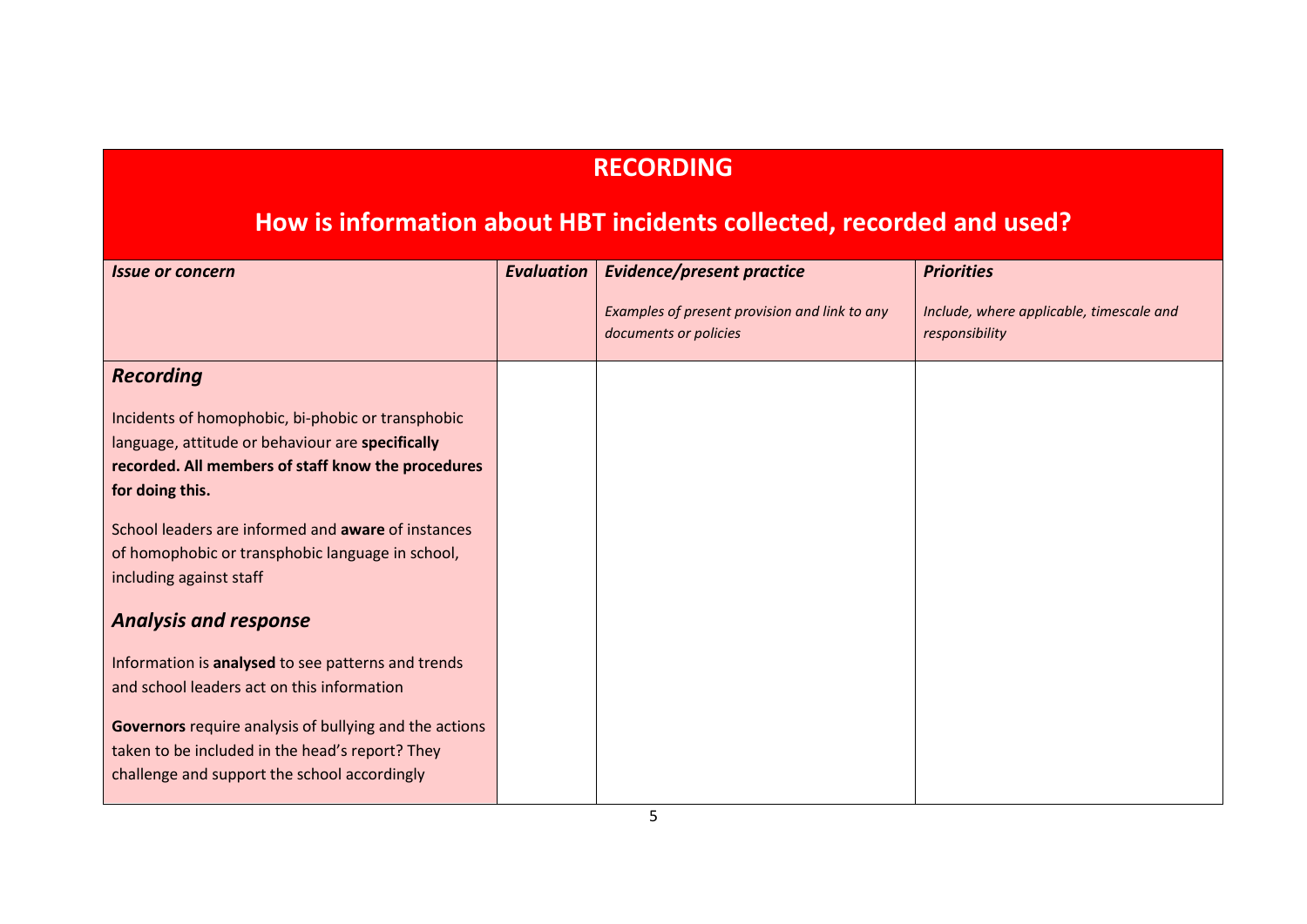## RECORDING

## How is information about HBT incidents collected, recorded and used?

| *Issue or concern* | *Evaluation* | *Evidence/present practice*<br><br>*Examples of present provision and link to any documents or policies* | *Priorities*<br><br>*Include, where applicable, timescale and responsibility* |
|---|---|---|---|
| ***Recording***<br><br>Incidents of homophobic, bi-phobic or transphobic language, attitude or behaviour are **specifically recorded. All members of staff know the procedures for doing this.**<br><br>School leaders are informed and **aware** of instances of homophobic or transphobic language in school, including against staff<br><br>***Analysis and response***<br><br>Information is **analysed** to see patterns and trends and school leaders act on this information<br><br>**Governors** require analysis of bullying and the actions taken to be included in the head's report? They challenge and support the school accordingly | | | |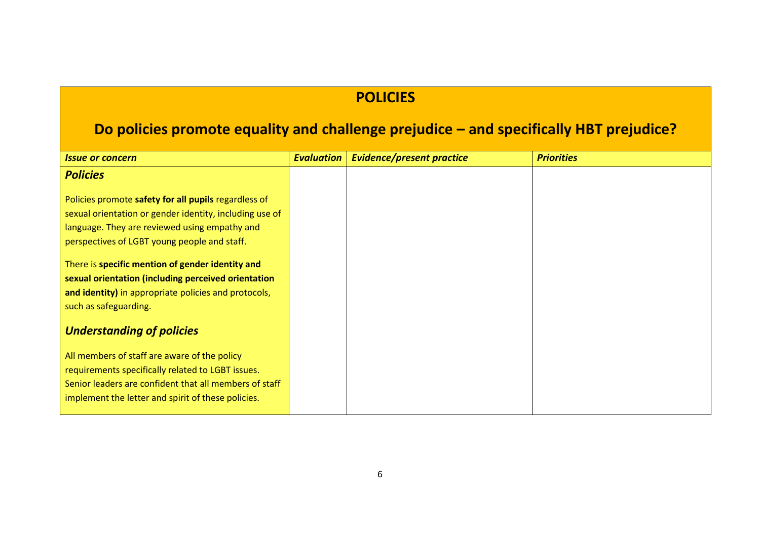# POLICIES

## Do policies promote equality and challenge prejudice – and specifically HBT prejudice?

| *Issue or concern* | *Evaluation* | *Evidence/present practice* | *Priorities* |
|---|---|---|---|
| ***Policies***<br><br>Policies promote **safety for all pupils** regardless of sexual orientation or gender identity, including use of language. They are reviewed using empathy and perspectives of LGBT young people and staff.<br><br>There is **specific mention of gender identity and sexual orientation (including perceived orientation and identity)** in appropriate policies and protocols, such as safeguarding.<br><br>***Understanding of policies***<br><br>All members of staff are aware of the policy requirements specifically related to LGBT issues. Senior leaders are confident that all members of staff implement the letter and spirit of these policies. | | | |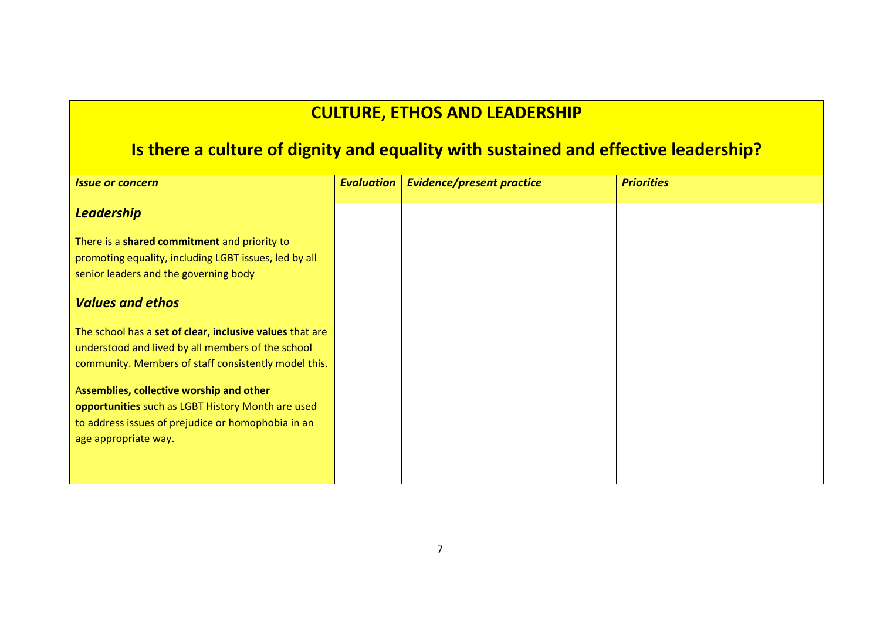## CULTURE, ETHOS AND LEADERSHIP

## Is there a culture of dignity and equality with sustained and effective leadership?

| *Issue or concern* | *Evaluation* | *Evidence/present practice* | *Priorities* |
|---|---|---|---|
| ***Leadership***<br><br>There is a **shared commitment** and priority to promoting equality, including LGBT issues, led by all senior leaders and the governing body<br><br>***Values and ethos***<br><br>The school has a **set of clear, inclusive values** that are understood and lived by all members of the school community. Members of staff consistently model this.<br><br>A**ssemblies, collective worship and other opportunities** such as LGBT History Month are used to address issues of prejudice or homophobia in an age appropriate way. | | | |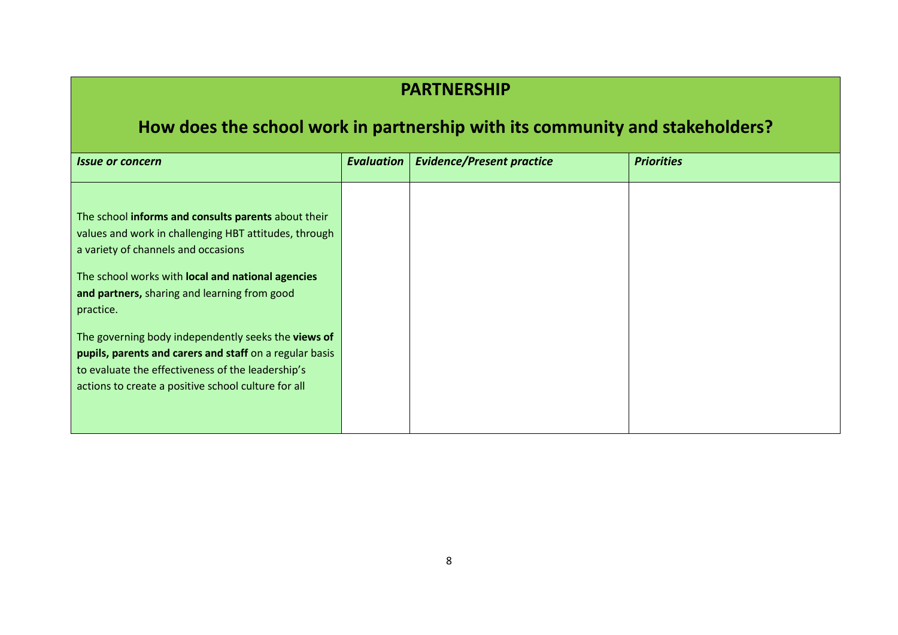# PARTNERSHIP

## How does the school work in partnership with its community and stakeholders?

| *Issue or concern* | *Evaluation* | *Evidence/Present practice* | *Priorities* |
|---|---|---|---|
| The school **informs and consults parents** about their values and work in challenging HBT attitudes, through a variety of channels and occasions<br><br>The school works with **local and national agencies and partners,** sharing and learning from good practice.<br><br>The governing body independently seeks the **views of pupils, parents and carers and staff** on a regular basis to evaluate the effectiveness of the leadership's actions to create a positive school culture for all | | | |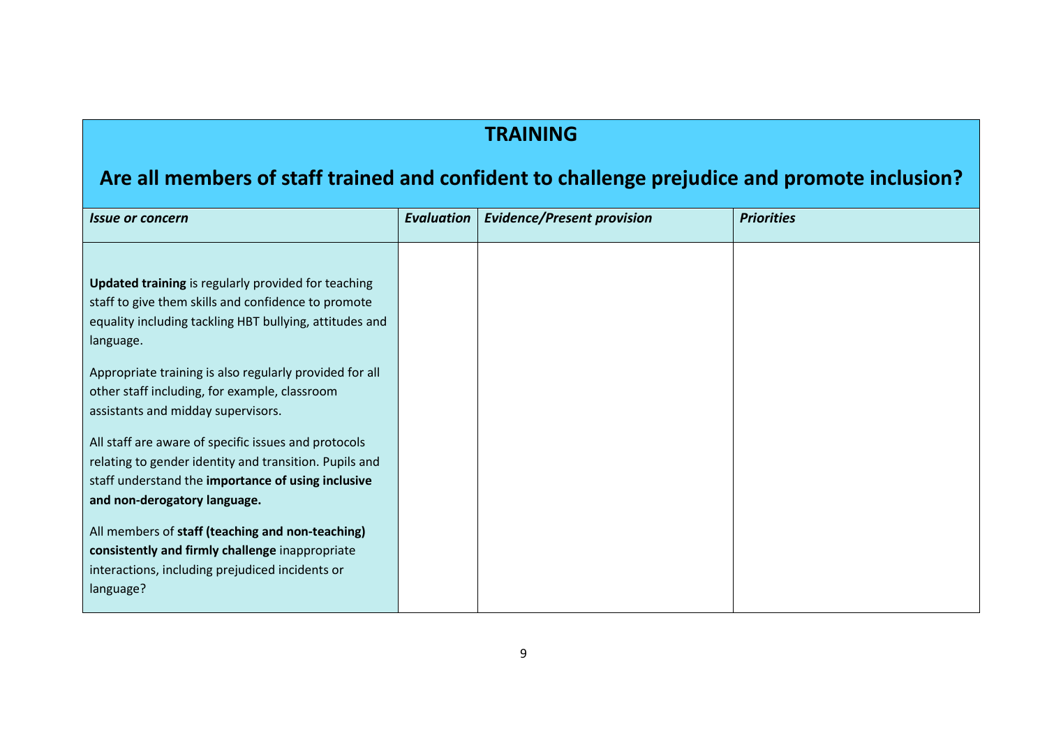# TRAINING

## Are all members of staff trained and confident to challenge prejudice and promote inclusion?

| *Issue or concern* | *Evaluation* | *Evidence/Present provision* | *Priorities* |
|---|---|---|---|
| **Updated training** is regularly provided for teaching staff to give them skills and confidence to promote equality including tackling HBT bullying, attitudes and language.<br><br>Appropriate training is also regularly provided for all other staff including, for example, classroom assistants and midday supervisors.<br><br>All staff are aware of specific issues and protocols relating to gender identity and transition. Pupils and staff understand the **importance of using inclusive and non-derogatory language.**<br><br>All members of **staff (teaching and non-teaching) consistently and firmly challenge** inappropriate interactions, including prejudiced incidents or language? | | | |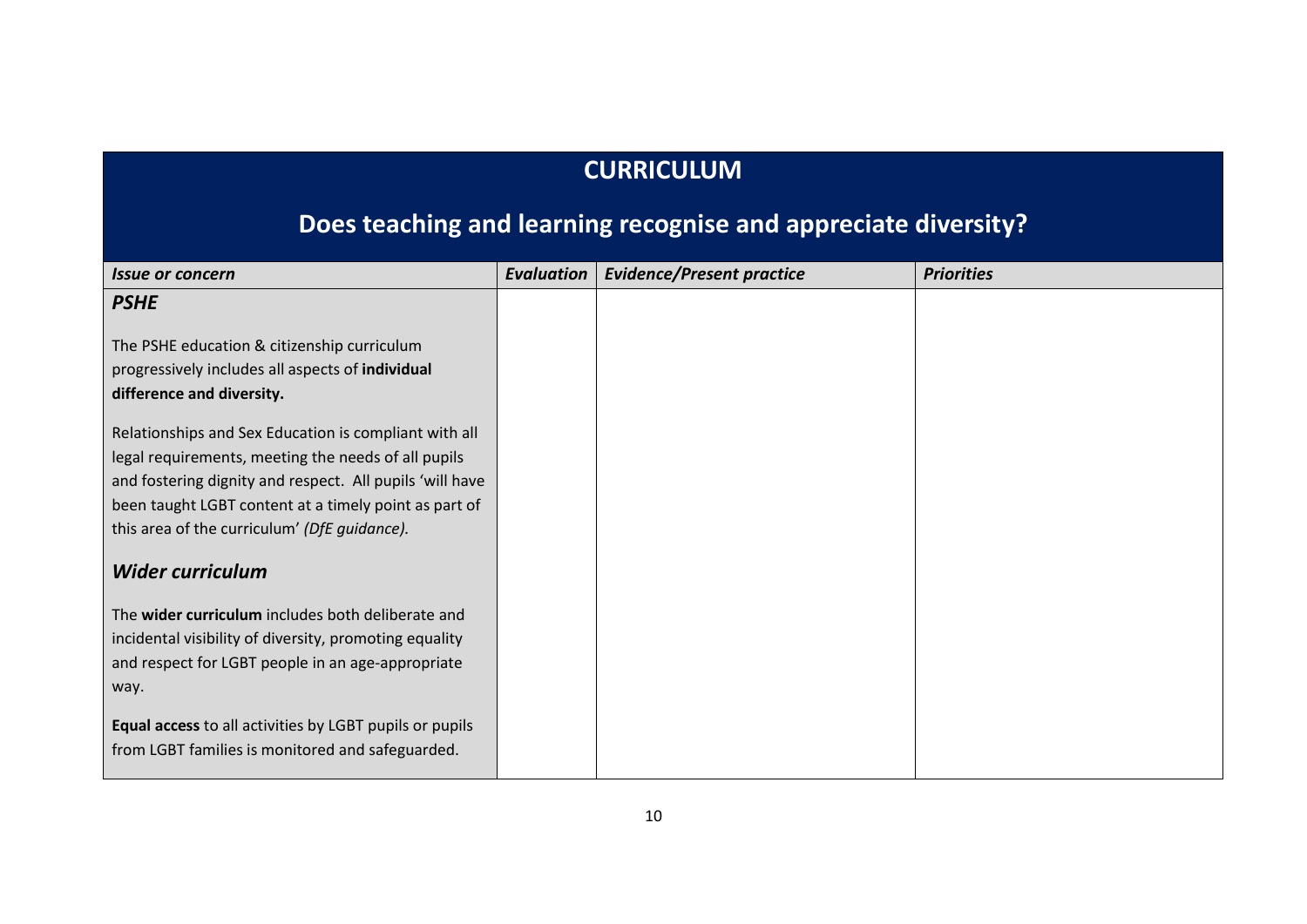## CURRICULUM

## Does teaching and learning recognise and appreciate diversity?

| *Issue or concern* | *Evaluation* | *Evidence/Present practice* | *Priorities* |
|---|---|---|---|
| ***PSHE***<br><br>The PSHE education & citizenship curriculum progressively includes all aspects of **individual difference and diversity.**<br><br>Relationships and Sex Education is compliant with all legal requirements, meeting the needs of all pupils and fostering dignity and respect. All pupils 'will have been taught LGBT content at a timely point as part of this area of the curriculum' *(DfE guidance).*<br><br>***Wider curriculum***<br><br>The **wider curriculum** includes both deliberate and incidental visibility of diversity, promoting equality and respect for LGBT people in an age-appropriate way.<br><br>**Equal access** to all activities by LGBT pupils or pupils from LGBT families is monitored and safeguarded. | | | |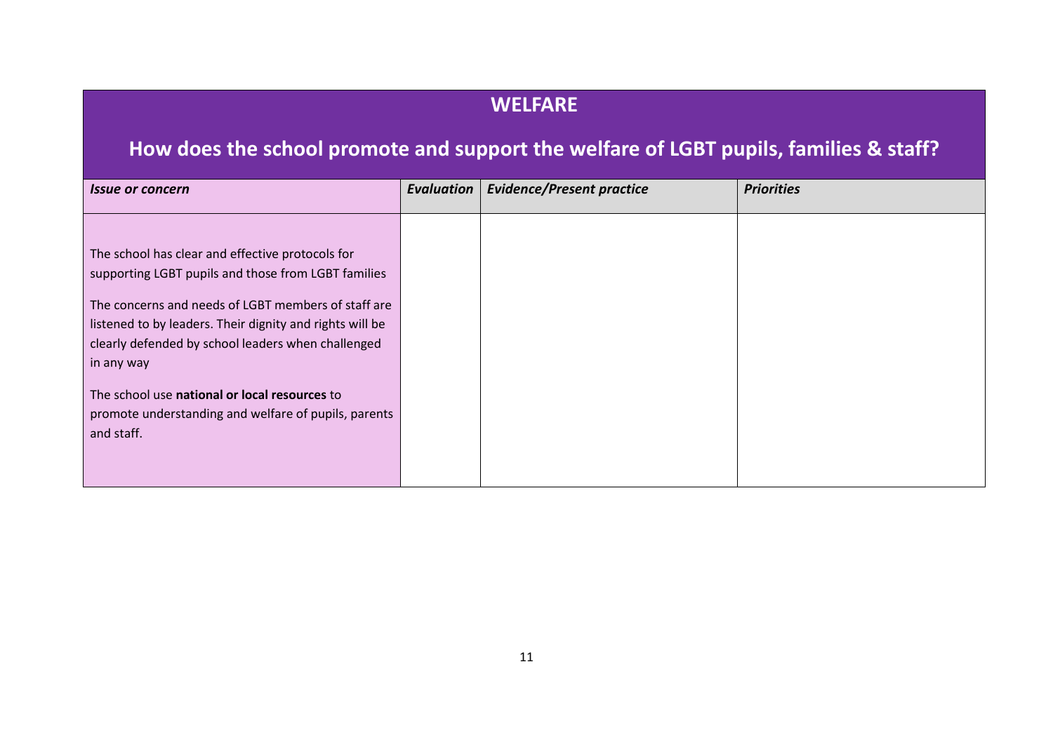## WELFARE

## How does the school promote and support the welfare of LGBT pupils, families & staff?

| *Issue or concern* | *Evaluation* | *Evidence/Present practice* | *Priorities* |
|---|---|---|---|
| The school has clear and effective protocols for supporting LGBT pupils and those from LGBT families<br><br>The concerns and needs of LGBT members of staff are listened to by leaders. Their dignity and rights will be clearly defended by school leaders when challenged in any way<br><br>The school use **national or local resources** to promote understanding and welfare of pupils, parents and staff. | | | |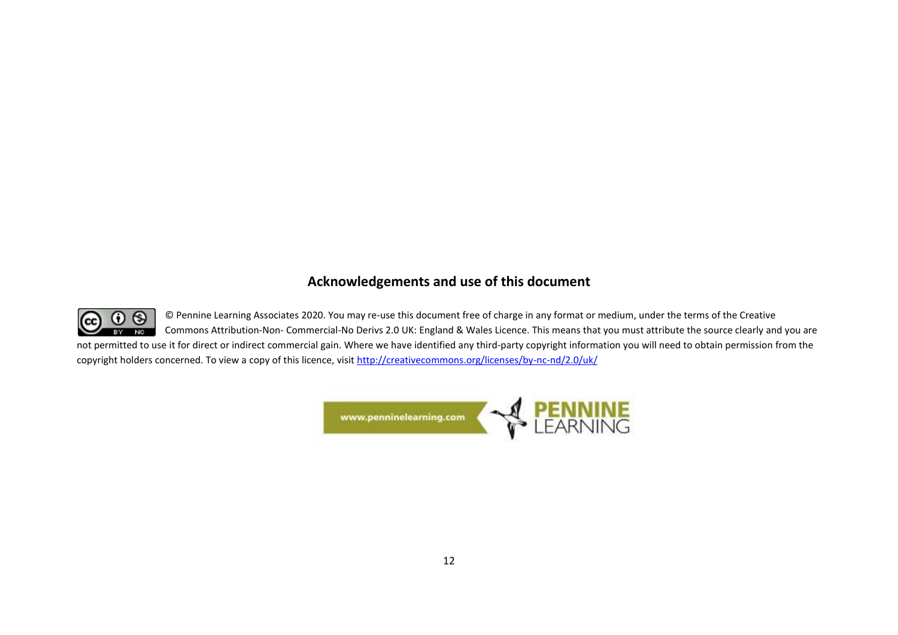## Acknowledgements and use of this document

© Pennine Learning Associates 2020. You may re-use this document free of charge in any format or medium, under the terms of the Creative Commons Attribution-Non- Commercial-No Derivs 2.0 UK: England & Wales Licence. This means that you must attribute the source clearly and you are not permitted to use it for direct or indirect commercial gain. Where we have identified any third-party copyright information you will need to obtain permission from the copyright holders concerned. To view a copy of this licence, visit http://creativecommons.org/licenses/by-nc-nd/2.0/uk/

www.penninelearning.com PENNINE LEARNING